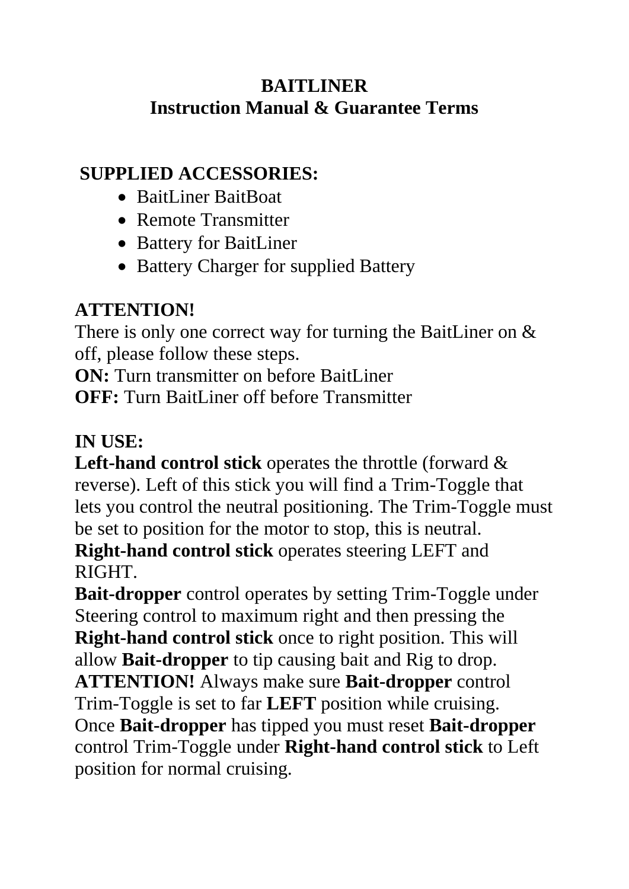# BAITLINER
## Instruction Manual & Guarantee Terms

**SUPPLIED ACCESSORIES:**

- BaitLiner BaitBoat
- Remote Transmitter
- Battery for BaitLiner
- Battery Charger for supplied Battery

**ATTENTION!**
There is only one correct way for turning the BaitLiner on & off, please follow these steps.
**ON:** Turn transmitter on before BaitLiner
**OFF:** Turn BaitLiner off before Transmitter

**IN USE:**
**Left-hand control stick** operates the throttle (forward & reverse). Left of this stick you will find a Trim-Toggle that lets you control the neutral positioning. The Trim-Toggle must be set to position for the motor to stop, this is neutral.
**Right-hand control stick** operates steering LEFT and RIGHT.
**Bait-dropper** control operates by setting Trim-Toggle under Steering control to maximum right and then pressing the **Right-hand control stick** once to right position. This will allow **Bait-dropper** to tip causing bait and Rig to drop.
**ATTENTION!** Always make sure **Bait-dropper** control Trim-Toggle is set to far **LEFT** position while cruising.
Once **Bait-dropper** has tipped you must reset **Bait-dropper** control Trim-Toggle under **Right-hand control stick** to Left position for normal cruising.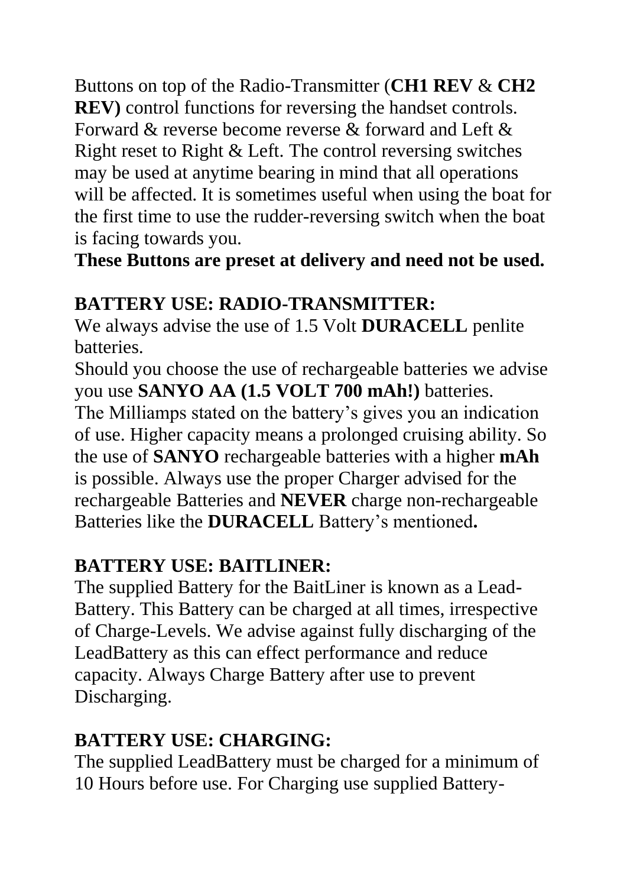Buttons on top of the Radio-Transmitter (**CH1 REV** & **CH2 REV)** control functions for reversing the handset controls. Forward & reverse become reverse & forward and Left & Right reset to Right & Left. The control reversing switches may be used at anytime bearing in mind that all operations will be affected. It is sometimes useful when using the boat for the first time to use the rudder-reversing switch when the boat is facing towards you.

**These Buttons are preset at delivery and need not be used.**

## BATTERY USE: RADIO-TRANSMITTER:

We always advise the use of 1.5 Volt **DURACELL** penlite batteries.

Should you choose the use of rechargeable batteries we advise you use **SANYO AA (1.5 VOLT 700 mAh!)** batteries.

The Milliamps stated on the battery's gives you an indication of use. Higher capacity means a prolonged cruising ability. So the use of **SANYO** rechargeable batteries with a higher **mAh** is possible. Always use the proper Charger advised for the rechargeable Batteries and **NEVER** charge non-rechargeable Batteries like the **DURACELL** Battery's mentioned**.**

## BATTERY USE: BAITLINER:

The supplied Battery for the BaitLiner is known as a Lead-Battery. This Battery can be charged at all times, irrespective of Charge-Levels. We advise against fully discharging of the LeadBattery as this can effect performance and reduce capacity. Always Charge Battery after use to prevent Discharging.

## BATTERY USE: CHARGING:

The supplied LeadBattery must be charged for a minimum of 10 Hours before use. For Charging use supplied Battery-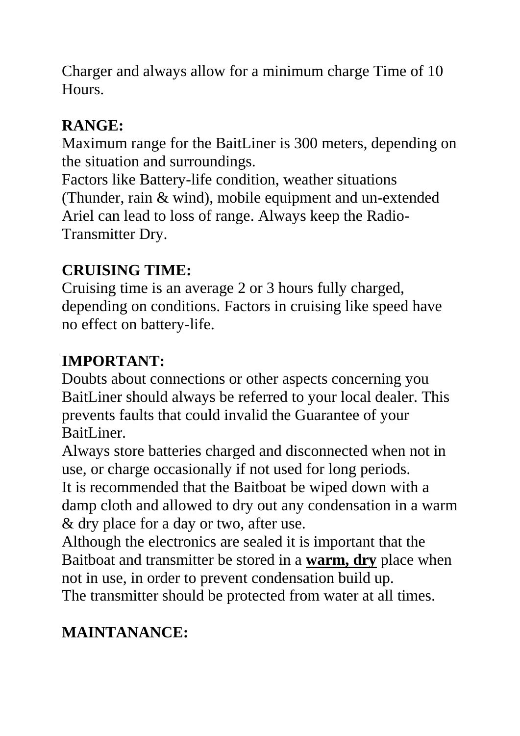Charger and always allow for a minimum charge Time of 10 Hours.

**RANGE:**

Maximum range for the BaitLiner is 300 meters, depending on the situation and surroundings.
Factors like Battery-life condition, weather situations (Thunder, rain & wind), mobile equipment and un-extended Ariel can lead to loss of range. Always keep the Radio-Transmitter Dry.

**CRUISING TIME:**

Cruising time is an average 2 or 3 hours fully charged, depending on conditions. Factors in cruising like speed have no effect on battery-life.

**IMPORTANT:**

Doubts about connections or other aspects concerning you BaitLiner should always be referred to your local dealer. This prevents faults that could invalid the Guarantee of your BaitLiner.
Always store batteries charged and disconnected when not in use, or charge occasionally if not used for long periods.
It is recommended that the Baitboat be wiped down with a damp cloth and allowed to dry out any condensation in a warm & dry place for a day or two, after use.
Although the electronics are sealed it is important that the Baitboat and transmitter be stored in a **<u>warm, dry</u>** place when not in use, in order to prevent condensation build up.
The transmitter should be protected from water at all times.

**MAINTANANCE:**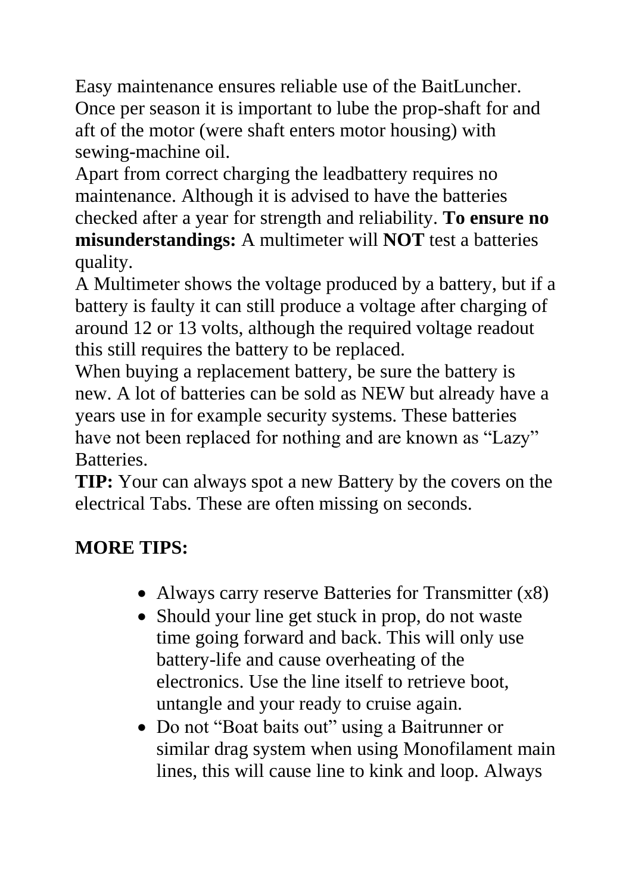Easy maintenance ensures reliable use of the BaitLuncher. Once per season it is important to lube the prop-shaft for and aft of the motor (were shaft enters motor housing) with sewing-machine oil.

Apart from correct charging the leadbattery requires no maintenance. Although it is advised to have the batteries checked after a year for strength and reliability. **To ensure no misunderstandings:** A multimeter will **NOT** test a batteries quality.

A Multimeter shows the voltage produced by a battery, but if a battery is faulty it can still produce a voltage after charging of around 12 or 13 volts, although the required voltage readout this still requires the battery to be replaced.

When buying a replacement battery, be sure the battery is new. A lot of batteries can be sold as NEW but already have a years use in for example security systems. These batteries have not been replaced for nothing and are known as “Lazy” Batteries.

**TIP:** Your can always spot a new Battery by the covers on the electrical Tabs. These are often missing on seconds.

**MORE TIPS:**

- Always carry reserve Batteries for Transmitter (x8)
- Should your line get stuck in prop, do not waste time going forward and back. This will only use battery-life and cause overheating of the electronics. Use the line itself to retrieve boot, untangle and your ready to cruise again.
- Do not “Boat baits out” using a Baitrunner or similar drag system when using Monofilament main lines, this will cause line to kink and loop. Always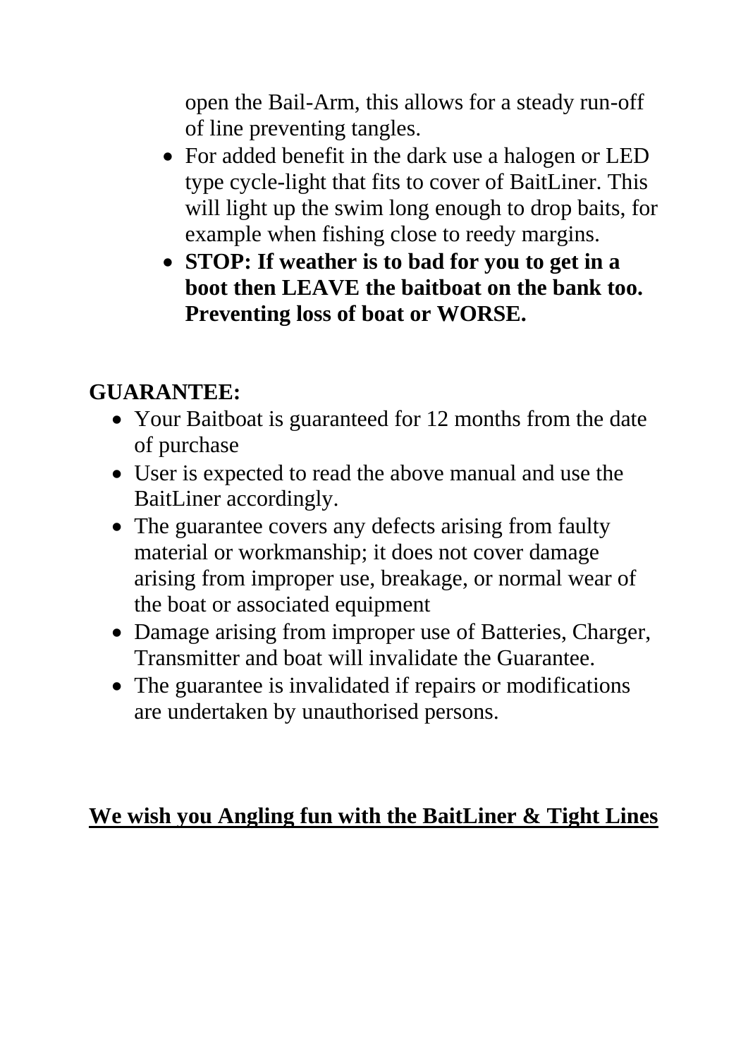open the Bail-Arm, this allows for a steady run-off of line preventing tangles.

- For added benefit in the dark use a halogen or LED type cycle-light that fits to cover of BaitLiner. This will light up the swim long enough to drop baits, for example when fishing close to reedy margins.
- **STOP: If weather is to bad for you to get in a boot then LEAVE the baitboat on the bank too. Preventing loss of boat or WORSE.**

**GUARANTEE:**

- Your Baitboat is guaranteed for 12 months from the date of purchase
- User is expected to read the above manual and use the BaitLiner accordingly.
- The guarantee covers any defects arising from faulty material or workmanship; it does not cover damage arising from improper use, breakage, or normal wear of the boat or associated equipment
- Damage arising from improper use of Batteries, Charger, Transmitter and boat will invalidate the Guarantee.
- The guarantee is invalidated if repairs or modifications are undertaken by unauthorised persons.

<u>**We wish you Angling fun with the BaitLiner & Tight Lines**</u>